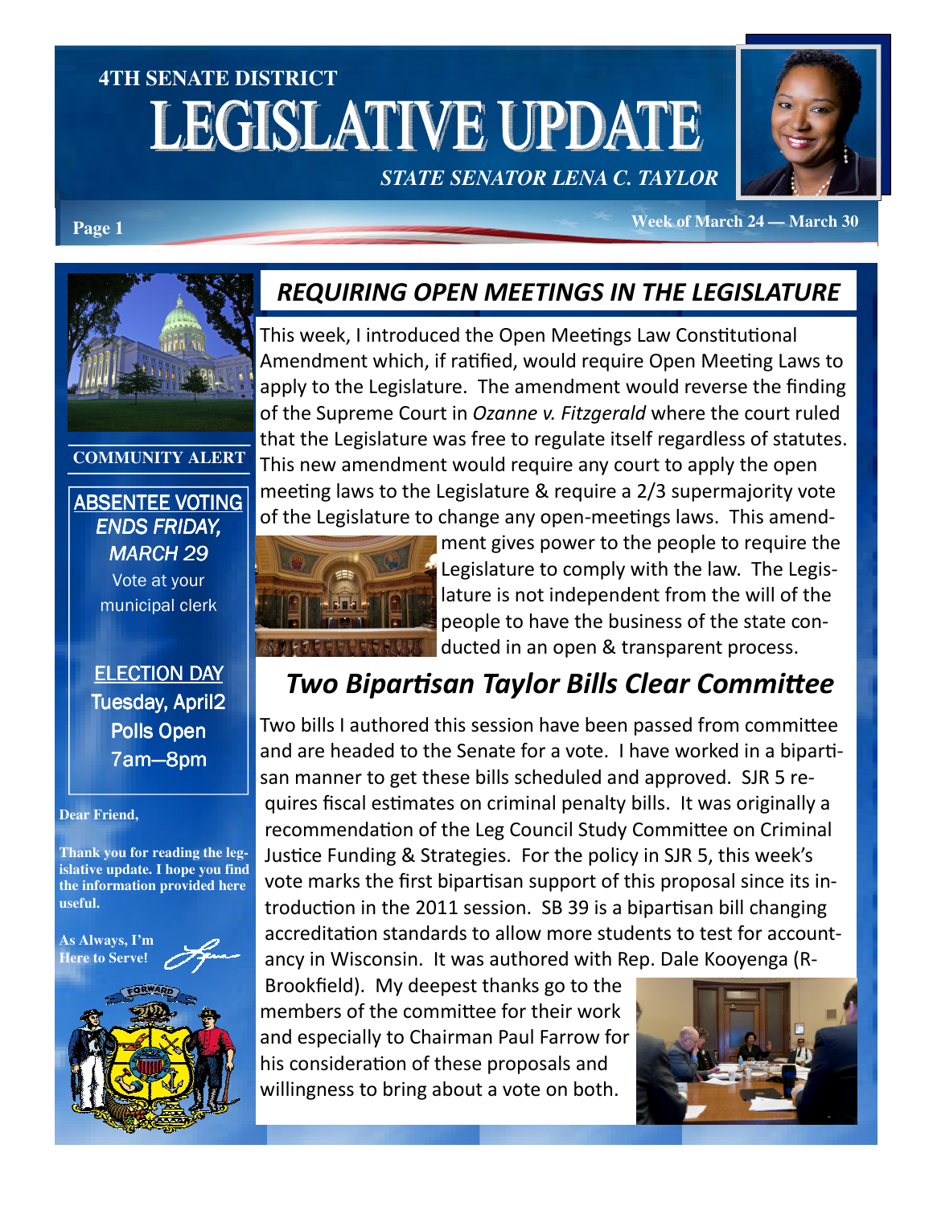# 4TH SENATE DISTRICT LEGISLATIVE UPDATE

*STATE SENATOR LENA C. TAYLOR*

Week of March 24 — March 30

## REQUIRING OPEN MEETINGS IN THE LEGISLATURE

This week, I introduced the Open Meetings Law Constitutional Amendment which, if ratified, would require Open Meeting Laws to apply to the Legislature. The amendment would reverse the finding of the Supreme Court in *Ozanne v. Fitzgerald* where the court ruled that the Legislature was free to regulate itself regardless of statutes. This new amendment would require any court to apply the open meeting laws to the Legislature & require a 2/3 supermajority vote of the Legislature to change any open-meetings laws. This amendment gives power to the people to require the Legislature to comply with the law. The Legislature is not independent from the will of the people to have the business of the state conducted in an open & transparent process.

## *Two Bipartisan Taylor Bills Clear Committee*

Two bills I authored this session have been passed from committee and are headed to the Senate for a vote. I have worked in a bipartisan manner to get these bills scheduled and approved. SJR 5 requires fiscal estimates on criminal penalty bills. It was originally a recommendation of the Leg Council Study Committee on Criminal Justice Funding & Strategies. For the policy in SJR 5, this week's vote marks the first bipartisan support of this proposal since its introduction in the 2011 session. SB 39 is a bipartisan bill changing accreditation standards to allow more students to test for accountancy in Wisconsin. It was authored with Rep. Dale Kooyenga (R-Brookfield). My deepest thanks go to the members of the committee for their work and especially to Chairman Paul Farrow for his consideration of these proposals and willingness to bring about a vote on both.

**COMMUNITY ALERT**

ABSENTEE VOTING
*ENDS FRIDAY, MARCH 29*
Vote at your municipal clerk

ELECTION DAY
Tuesday, April2
Polls Open
7am—8pm

**Dear Friend,**

**Thank you for reading the legislative update. I hope you find the information provided here useful.**

**As Always, I'm Here to Serve!**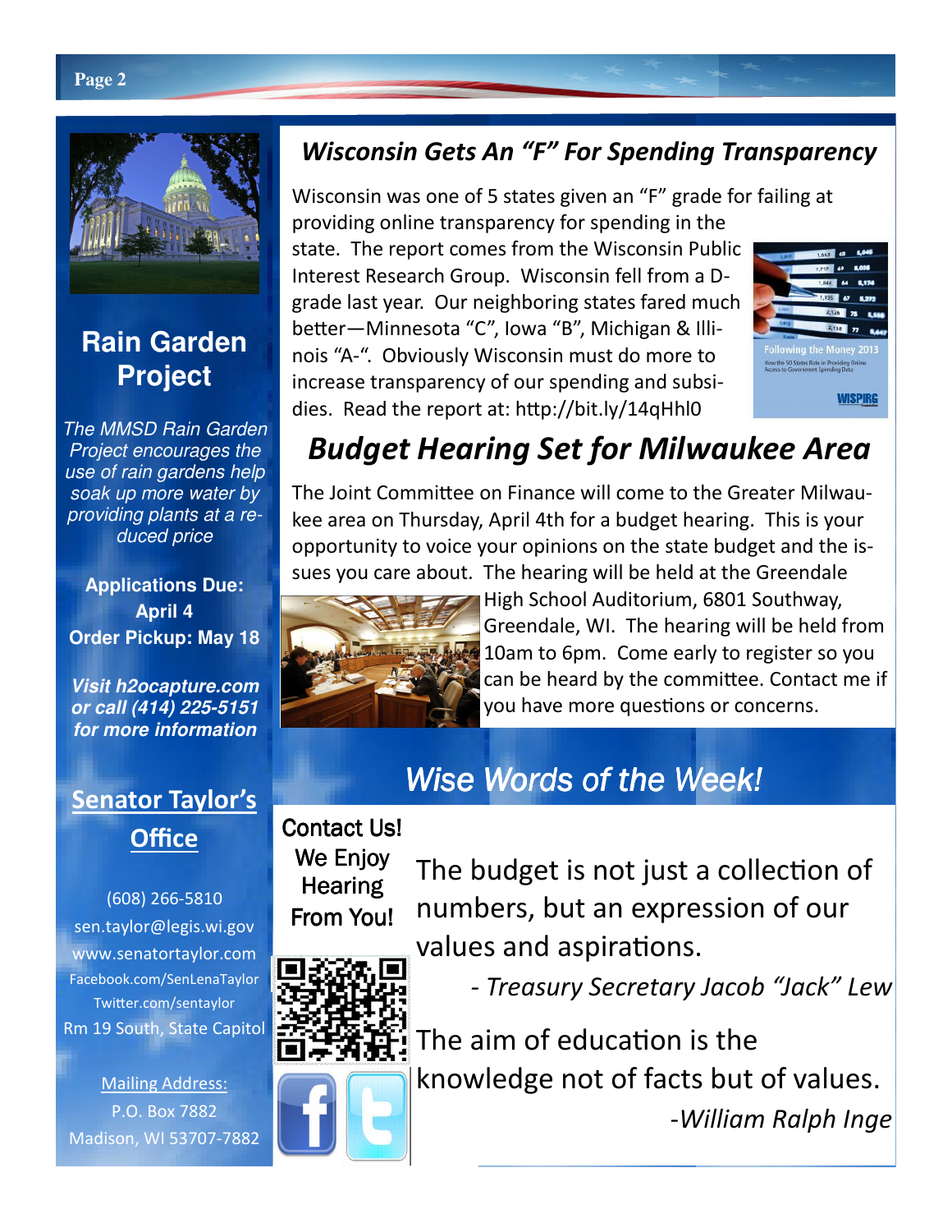## Rain Garden Project

*The MMSD Rain Garden Project encourages the use of rain gardens help soak up more water by providing plants at a reduced price*

**Applications Due: April 4**
**Order Pickup: May 18**

***Visit h2ocapture.com or call (414) 225-5151 for more information***

## Senator Taylor's Office

(608) 266-5810
sen.taylor@legis.wi.gov
www.senatortaylor.com
Facebook.com/SenLenaTaylor
Twitter.com/sentaylor
Rm 19 South, State Capitol

Mailing Address:
P.O. Box 7882
Madison, WI 53707-7882

## *Wisconsin Gets An "F" For Spending Transparency*

Wisconsin was one of 5 states given an "F" grade for failing at providing online transparency for spending in the state. The report comes from the Wisconsin Public Interest Research Group. Wisconsin fell from a D-grade last year. Our neighboring states fared much better—Minnesota "C", Iowa "B", Michigan & Illinois "A-". Obviously Wisconsin must do more to increase transparency of our spending and subsidies. Read the report at: http://bit.ly/14qHhl0

Following the Money 2013
How the 50 States Rate in Providing Online Access to Government Spending Data
WISPIRG

## *Budget Hearing Set for Milwaukee Area*

The Joint Committee on Finance will come to the Greater Milwaukee area on Thursday, April 4th for a budget hearing. This is your opportunity to voice your opinions on the state budget and the issues you care about. The hearing will be held at the Greendale High School Auditorium, 6801 Southway, Greendale, WI. The hearing will be held from 10am to 6pm. Come early to register so you can be heard by the committee. Contact me if you have more questions or concerns.

## *Wise Words of the Week!*

Contact Us! We Enjoy Hearing From You!

The budget is not just a collection of numbers, but an expression of our values and aspirations.

*- Treasury Secretary Jacob "Jack" Lew*

The aim of education is the knowledge not of facts but of values.

*-William Ralph Inge*